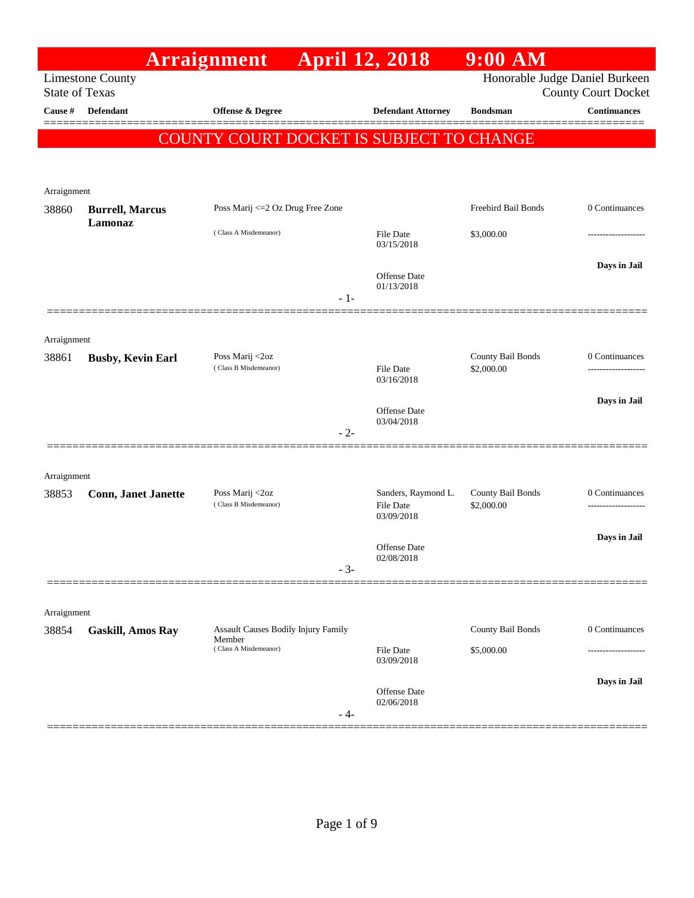# Arraignment April 12, 2018 9:00 AM

Limestone County
State of Texas

Honorable Judge Daniel Burkeen
County Court Docket

| Cause # | Defendant | Offense & Degree | Defendant Attorney | Bondsman | Continuances |
|---|---|---|---|---|---|

**COUNTY COURT DOCKET IS SUBJECT TO CHANGE**

Arraignment

| Cause # | Defendant | Offense & Degree | Defendant Attorney | Bondsman | Continuances |
|---|---|---|---|---|---|
| 38860 | **Burrell, Marcus Lamonaz** | Poss Marij <=2 Oz Drug Free Zone (Class A Misdemeanor) | File Date 03/15/2018; Offense Date 01/13/2018 | Freebird Bail Bonds $3,000.00 | 0 Continuances; Days in Jail |

- 1-

Arraignment

| Cause # | Defendant | Offense & Degree | Defendant Attorney | Bondsman | Continuances |
|---|---|---|---|---|---|
| 38861 | **Busby, Kevin Earl** | Poss Marij <2oz (Class B Misdemeanor) | File Date 03/16/2018; Offense Date 03/04/2018 | County Bail Bonds $2,000.00 | 0 Continuances; Days in Jail |

- 2-

Arraignment

| Cause # | Defendant | Offense & Degree | Defendant Attorney | Bondsman | Continuances |
|---|---|---|---|---|---|
| 38853 | **Conn, Janet Janette** | Poss Marij <2oz (Class B Misdemeanor) | Sanders, Raymond L.; File Date 03/09/2018; Offense Date 02/08/2018 | County Bail Bonds $2,000.00 | 0 Continuances; Days in Jail |

- 3-

Arraignment

| Cause # | Defendant | Offense & Degree | Defendant Attorney | Bondsman | Continuances |
|---|---|---|---|---|---|
| 38854 | **Gaskill, Amos Ray** | Assault Causes Bodily Injury Family Member (Class A Misdemeanor) | File Date 03/09/2018; Offense Date 02/06/2018 | County Bail Bonds $5,000.00 | 0 Continuances; Days in Jail |

- 4-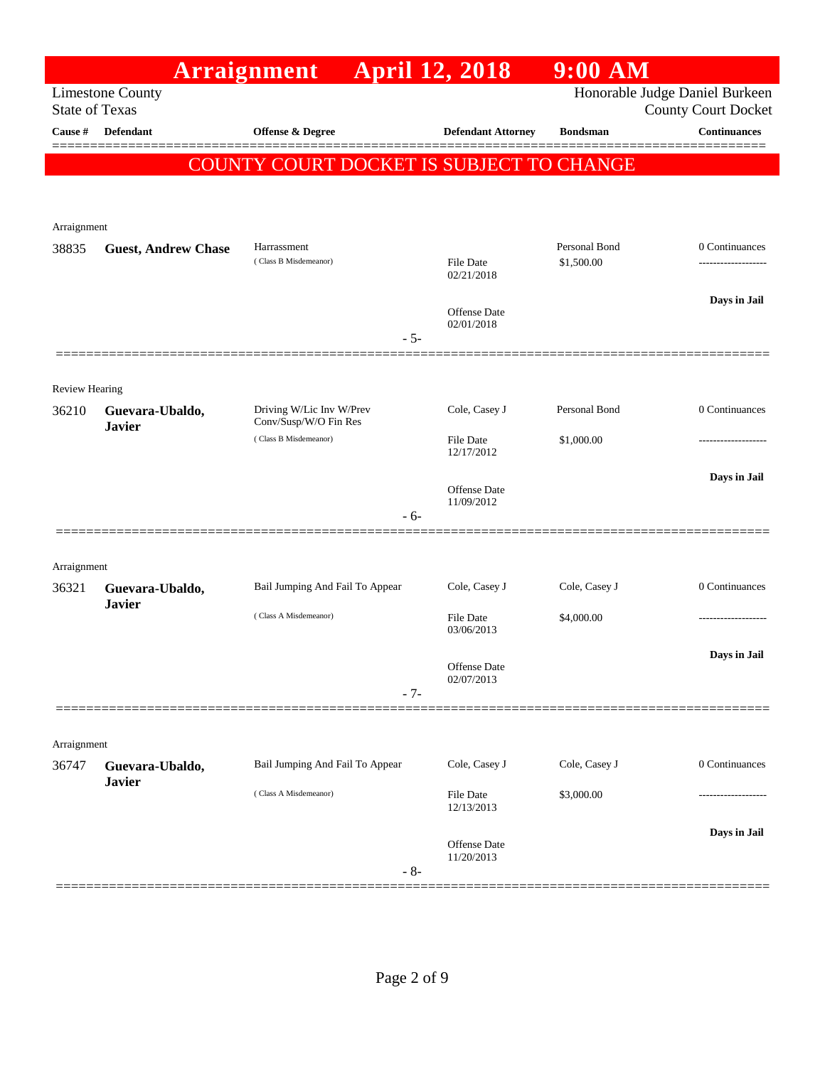# Arraignment April 12, 2018 9:00 AM

Limestone County
State of Texas

Honorable Judge Daniel Burkeen
County Court Docket

**COUNTY COURT DOCKET IS SUBJECT TO CHANGE**

| Cause # | Defendant | Offense & Degree | Defendant Attorney | Bondsman | Continuances |
|---|---|---|---|---|---|
| **Arraignment** | | | | | |
| 38835 | **Guest, Andrew Chase** | Harrassment (Class B Misdemeanor) | File Date 02/21/2018<br>Offense Date 02/01/2018 | Personal Bond<br>$1,500.00 | 0 Continuances<br>-------------------<br>**Days in Jail** |
| | | | - 5- | | |
| **Review Hearing** | | | | | |
| 36210 | **Guevara-Ubaldo, Javier** | Driving W/Lic Inv W/Prev Conv/Susp/W/O Fin Res (Class B Misdemeanor) | Cole, Casey J<br>File Date 12/17/2012<br>Offense Date 11/09/2012 | Personal Bond<br>$1,000.00 | 0 Continuances<br>-------------------<br>**Days in Jail** |
| | | | - 6- | | |
| **Arraignment** | | | | | |
| 36321 | **Guevara-Ubaldo, Javier** | Bail Jumping And Fail To Appear (Class A Misdemeanor) | Cole, Casey J<br>File Date 03/06/2013<br>Offense Date 02/07/2013 | Cole, Casey J<br>$4,000.00 | 0 Continuances<br>-------------------<br>**Days in Jail** |
| | | | - 7- | | |
| **Arraignment** | | | | | |
| 36747 | **Guevara-Ubaldo, Javier** | Bail Jumping And Fail To Appear (Class A Misdemeanor) | Cole, Casey J<br>File Date 12/13/2013<br>Offense Date 11/20/2013 | Cole, Casey J<br>$3,000.00 | 0 Continuances<br>-------------------<br>**Days in Jail** |
| | | | - 8- | | |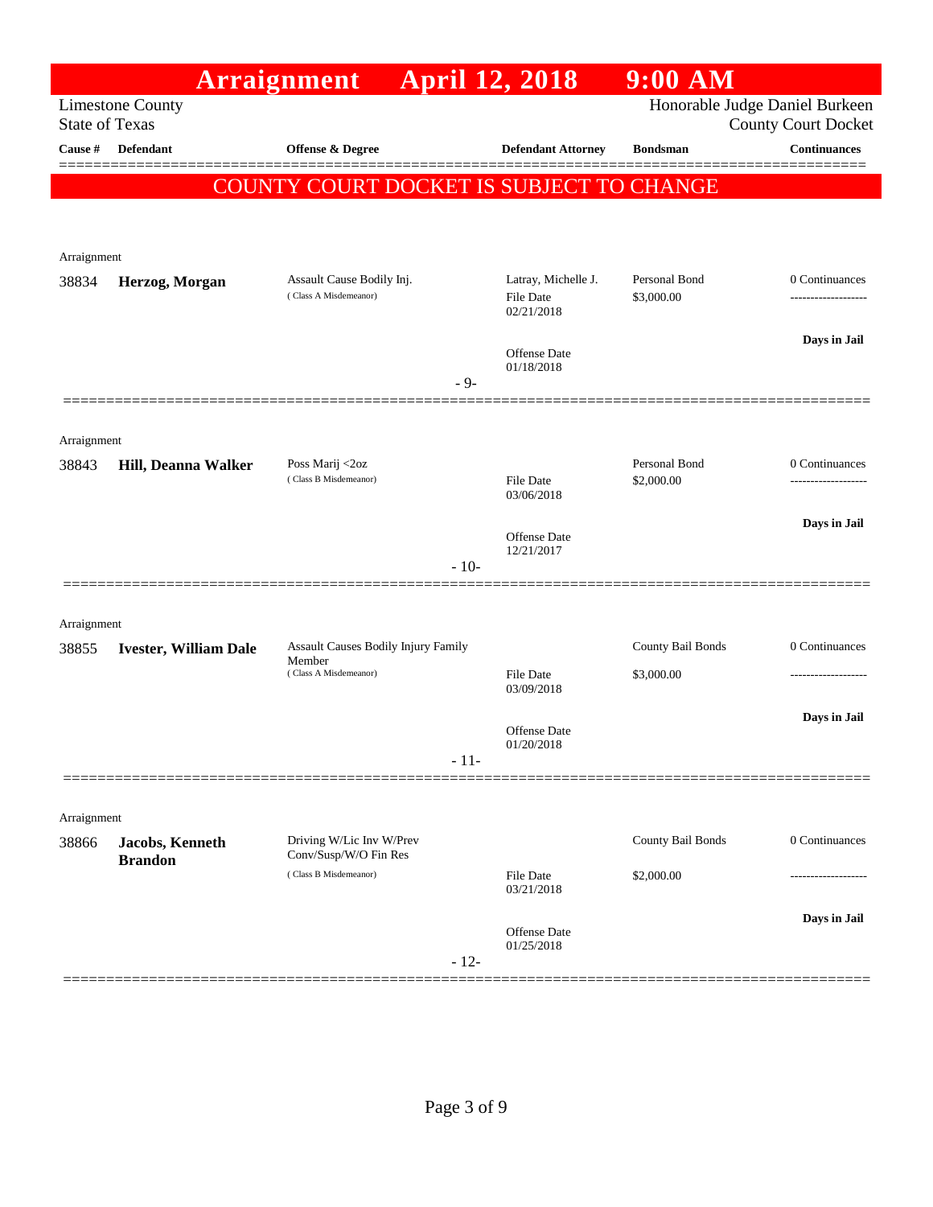# Arraignment April 12, 2018 9:00 AM

Limestone County
State of Texas

Honorable Judge Daniel Burkeen
County Court Docket

**COUNTY COURT DOCKET IS SUBJECT TO CHANGE**

| Cause # | Defendant | Offense & Degree | Defendant Attorney | Bondsman | Continuances |
|---|---|---|---|---|---|
| Arraignment | | | | | |
| 38834 | **Herzog, Morgan** | Assault Cause Bodily Inj. (Class A Misdemeanor) | Latray, Michelle J. File Date 02/21/2018 Offense Date 01/18/2018 | Personal Bond $3,000.00 | 0 Continuances Days in Jail |
| | | | - 9- | | |
| Arraignment | | | | | |
| 38843 | **Hill, Deanna Walker** | Poss Marij <2oz (Class B Misdemeanor) | File Date 03/06/2018 Offense Date 12/21/2017 | Personal Bond $2,000.00 | 0 Continuances Days in Jail |
| | | | - 10- | | |
| Arraignment | | | | | |
| 38855 | **Ivester, William Dale** | Assault Causes Bodily Injury Family Member (Class A Misdemeanor) | File Date 03/09/2018 Offense Date 01/20/2018 | County Bail Bonds $3,000.00 | 0 Continuances Days in Jail |
| | | | - 11- | | |
| Arraignment | | | | | |
| 38866 | **Jacobs, Kenneth Brandon** | Driving W/Lic Inv W/Prev Conv/Susp/W/O Fin Res (Class B Misdemeanor) | File Date 03/21/2018 Offense Date 01/25/2018 | County Bail Bonds $2,000.00 | 0 Continuances Days in Jail |
| | | | - 12- | | |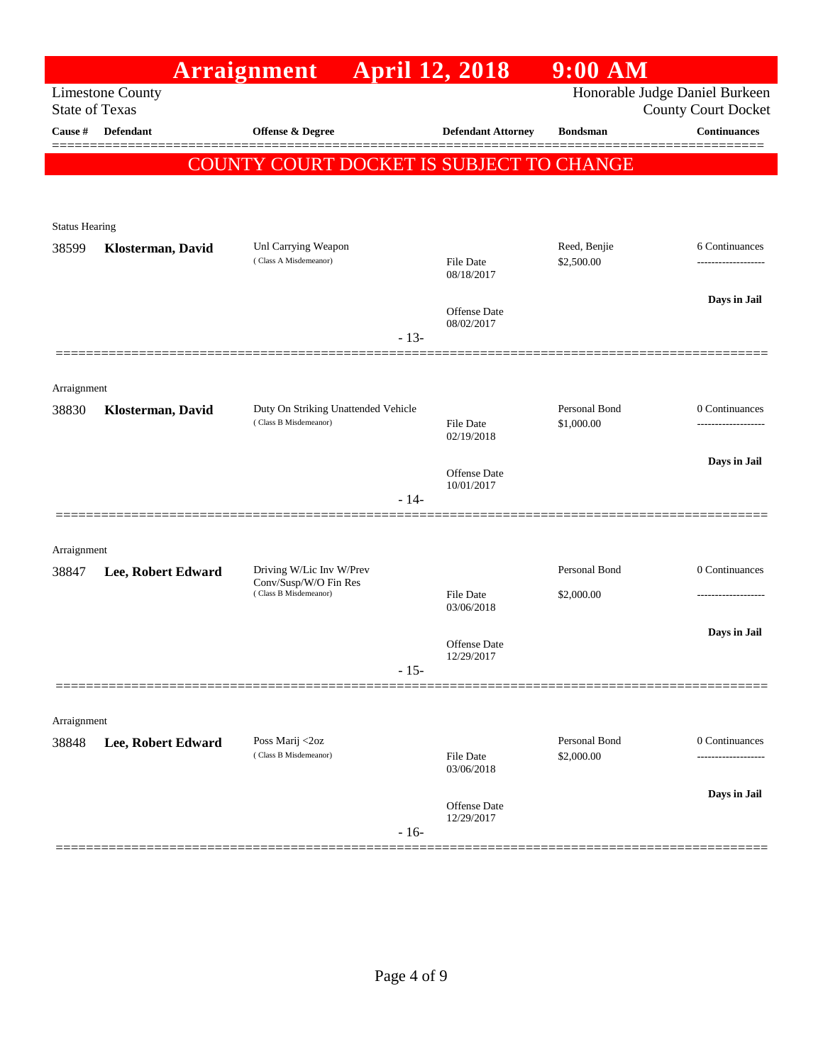# Arraignment April 12, 2018 9:00 AM

Limestone County
State of Texas

Honorable Judge Daniel Burkeen
County Court Docket

**COUNTY COURT DOCKET IS SUBJECT TO CHANGE**

| Cause # | Defendant | Offense & Degree | Defendant Attorney | Bondsman | Continuances |
|---|---|---|---|---|---|
| **Status Hearing** | | | | | |
| 38599 | **Klosterman, David** | Unl Carrying Weapon (Class A Misdemeanor) | File Date 08/18/2017; Offense Date 08/02/2017 | Reed, Benjie $2,500.00 | 6 Continuances; **Days in Jail** |
| | | | - 13- | | |
| **Arraignment** | | | | | |
| 38830 | **Klosterman, David** | Duty On Striking Unattended Vehicle (Class B Misdemeanor) | File Date 02/19/2018; Offense Date 10/01/2017 | Personal Bond $1,000.00 | 0 Continuances; **Days in Jail** |
| | | | - 14- | | |
| **Arraignment** | | | | | |
| 38847 | **Lee, Robert Edward** | Driving W/Lic Inv W/Prev Conv/Susp/W/O Fin Res (Class B Misdemeanor) | File Date 03/06/2018; Offense Date 12/29/2017 | Personal Bond $2,000.00 | 0 Continuances; **Days in Jail** |
| | | | - 15- | | |
| **Arraignment** | | | | | |
| 38848 | **Lee, Robert Edward** | Poss Marij <2oz (Class B Misdemeanor) | File Date 03/06/2018; Offense Date 12/29/2017 | Personal Bond $2,000.00 | 0 Continuances; **Days in Jail** |
| | | | - 16- | | |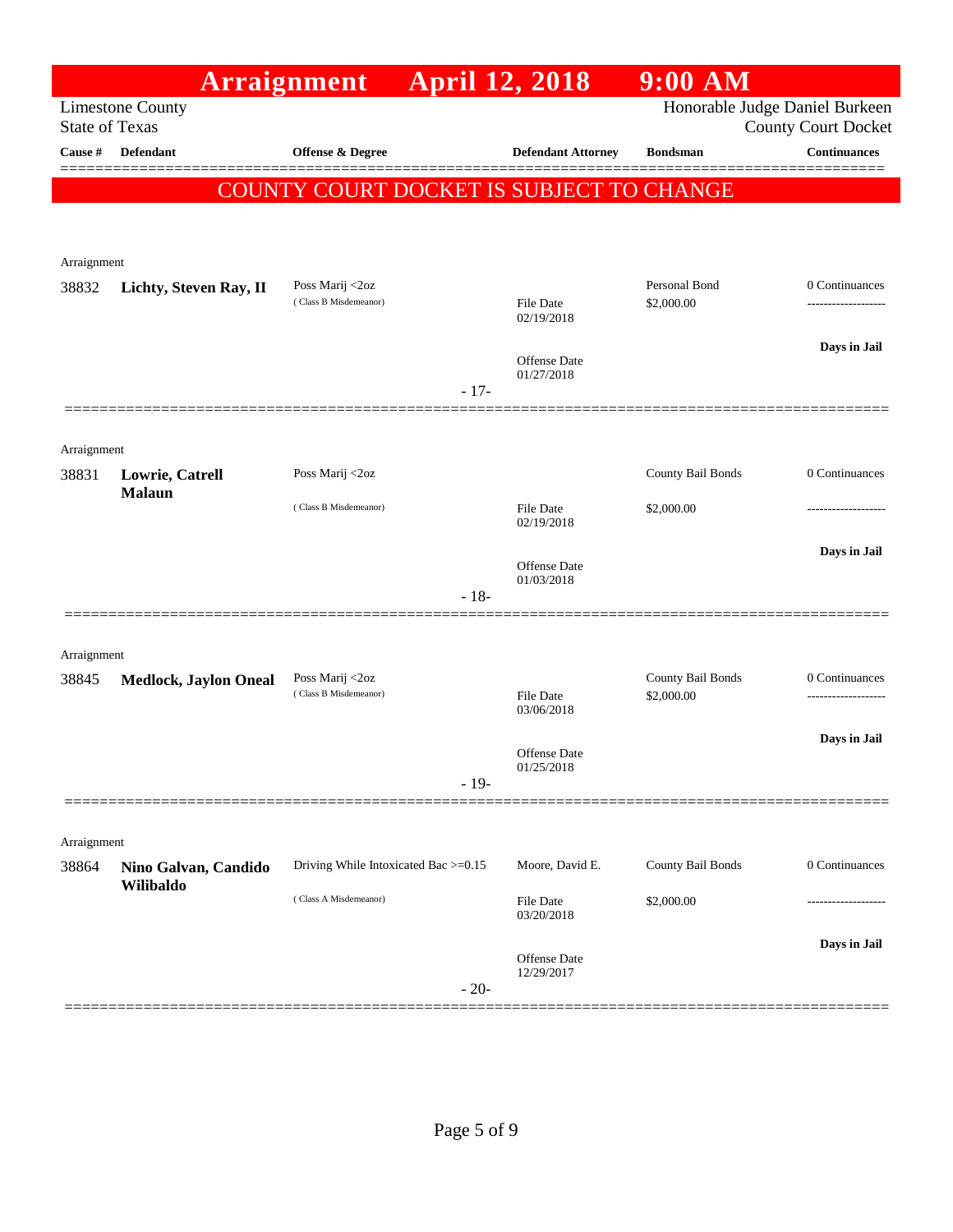# Arraignment April 12, 2018 9:00 AM

Limestone County
State of Texas

Honorable Judge Daniel Burkeen
County Court Docket

| Cause # | Defendant | Offense & Degree | Defendant Attorney | Bondsman | Continuances |
|---|---|---|---|---|---|

**COUNTY COURT DOCKET IS SUBJECT TO CHANGE**

| Cause # | Defendant | Offense & Degree | Defendant Attorney | Bondsman | Continuances |
|---|---|---|---|---|---|
| Arraignment | | | | | |
| 38832 | **Lichty, Steven Ray, II** | Poss Marij <2oz (Class B Misdemeanor) | File Date 02/19/2018; Offense Date 01/27/2018 | Personal Bond $2,000.00 | 0 Continuances; Days in Jail |
| | | - 17- | | | |
| Arraignment | | | | | |
| 38831 | **Lowrie, Catrell Malaun** | Poss Marij <2oz (Class B Misdemeanor) | File Date 02/19/2018; Offense Date 01/03/2018 | County Bail Bonds $2,000.00 | 0 Continuances; Days in Jail |
| | | - 18- | | | |
| Arraignment | | | | | |
| 38845 | **Medlock, Jaylon Oneal** | Poss Marij <2oz (Class B Misdemeanor) | File Date 03/06/2018; Offense Date 01/25/2018 | County Bail Bonds $2,000.00 | 0 Continuances; Days in Jail |
| | | - 19- | | | |
| Arraignment | | | | | |
| 38864 | **Nino Galvan, Candido Wilibaldo** | Driving While Intoxicated Bac >=0.15 (Class A Misdemeanor) | Moore, David E.; File Date 03/20/2018; Offense Date 12/29/2017 | County Bail Bonds $2,000.00 | 0 Continuances; Days in Jail |
| | | - 20- | | | |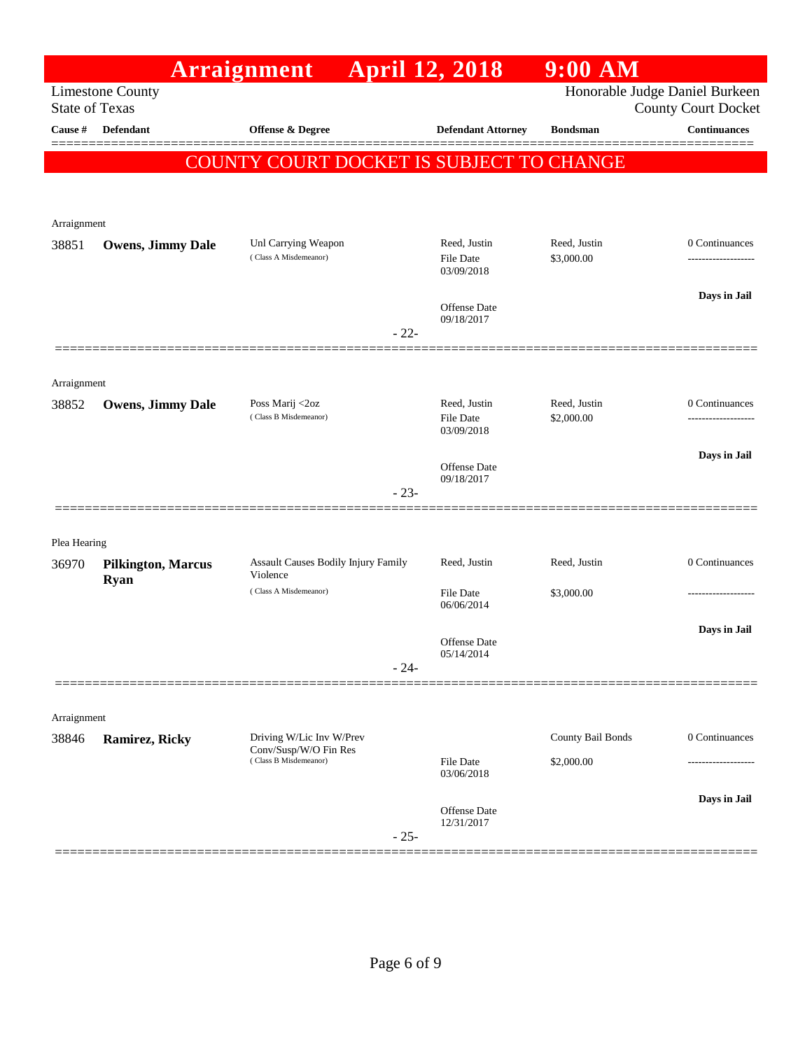# Arraignment April 12, 2018 9:00 AM

Limestone County
State of Texas

Honorable Judge Daniel Burkeen
County Court Docket

**COUNTY COURT DOCKET IS SUBJECT TO CHANGE**

| Cause # | Defendant | Offense & Degree | Defendant Attorney | Bondsman | Continuances |
|---|---|---|---|---|---|
| Arraignment | | | | | |
| 38851 | **Owens, Jimmy Dale** | Unl Carrying Weapon (Class A Misdemeanor) | Reed, Justin<br>File Date 03/09/2018<br>Offense Date 09/18/2017 | Reed, Justin<br>$3,000.00 | 0 Continuances<br>-------------------<br>**Days in Jail** |
| | | - 22- | | | |
| Arraignment | | | | | |
| 38852 | **Owens, Jimmy Dale** | Poss Marij <2oz (Class B Misdemeanor) | Reed, Justin<br>File Date 03/09/2018<br>Offense Date 09/18/2017 | Reed, Justin<br>$2,000.00 | 0 Continuances<br>-------------------<br>**Days in Jail** |
| | | - 23- | | | |
| Plea Hearing | | | | | |
| 36970 | **Pilkington, Marcus Ryan** | Assault Causes Bodily Injury Family Violence (Class A Misdemeanor) | Reed, Justin<br>File Date 06/06/2014<br>Offense Date 05/14/2014 | Reed, Justin<br>$3,000.00 | 0 Continuances<br>-------------------<br>**Days in Jail** |
| | | - 24- | | | |
| Arraignment | | | | | |
| 38846 | **Ramirez, Ricky** | Driving W/Lic Inv W/Prev Conv/Susp/W/O Fin Res (Class B Misdemeanor) | File Date 03/06/2018<br>Offense Date 12/31/2017 | County Bail Bonds<br>$2,000.00 | 0 Continuances<br>-------------------<br>**Days in Jail** |
| | | - 25- | | | |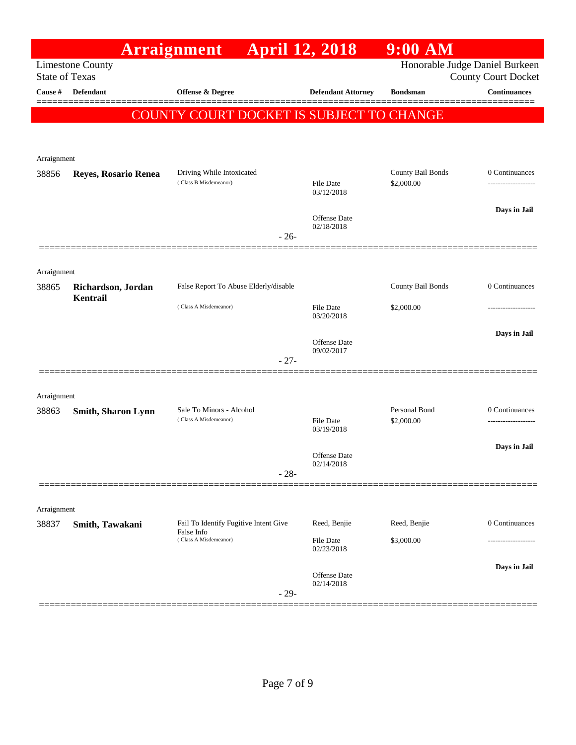# Arraignment April 12, 2018 9:00 AM

Limestone County
State of Texas

Honorable Judge Daniel Burkeen
County Court Docket

| Cause # | Defendant | Offense & Degree | Defendant Attorney | Bondsman | Continuances |
|---|---|---|---|---|---|

COUNTY COURT DOCKET IS SUBJECT TO CHANGE

Arraignment

| Cause # | Defendant | Offense & Degree | Defendant Attorney | Bondsman | Continuances |
|---|---|---|---|---|---|
| 38856 | **Reyes, Rosario Renea** | Driving While Intoxicated (Class B Misdemeanor) | File Date 03/12/2018<br>Offense Date 02/18/2018 | County Bail Bonds<br>$2,000.00 | 0 Continuances<br>-------------------<br>**Days in Jail** |

- 26-

Arraignment

| Cause # | Defendant | Offense & Degree | Defendant Attorney | Bondsman | Continuances |
|---|---|---|---|---|---|
| 38865 | **Richardson, Jordan Kentrail** | False Report To Abuse Elderly/disable (Class A Misdemeanor) | File Date 03/20/2018<br>Offense Date 09/02/2017 | County Bail Bonds<br>$2,000.00 | 0 Continuances<br>-------------------<br>**Days in Jail** |

- 27-

Arraignment

| Cause # | Defendant | Offense & Degree | Defendant Attorney | Bondsman | Continuances |
|---|---|---|---|---|---|
| 38863 | **Smith, Sharon Lynn** | Sale To Minors - Alcohol (Class A Misdemeanor) | File Date 03/19/2018<br>Offense Date 02/14/2018 | Personal Bond<br>$2,000.00 | 0 Continuances<br>-------------------<br>**Days in Jail** |

- 28-

Arraignment

| Cause # | Defendant | Offense & Degree | Defendant Attorney | Bondsman | Continuances |
|---|---|---|---|---|---|
| 38837 | **Smith, Tawakani** | Fail To Identify Fugitive Intent Give False Info (Class A Misdemeanor) | Reed, Benjie<br>File Date 02/23/2018<br>Offense Date 02/14/2018 | Reed, Benjie<br>$3,000.00 | 0 Continuances<br>-------------------<br>**Days in Jail** |

- 29-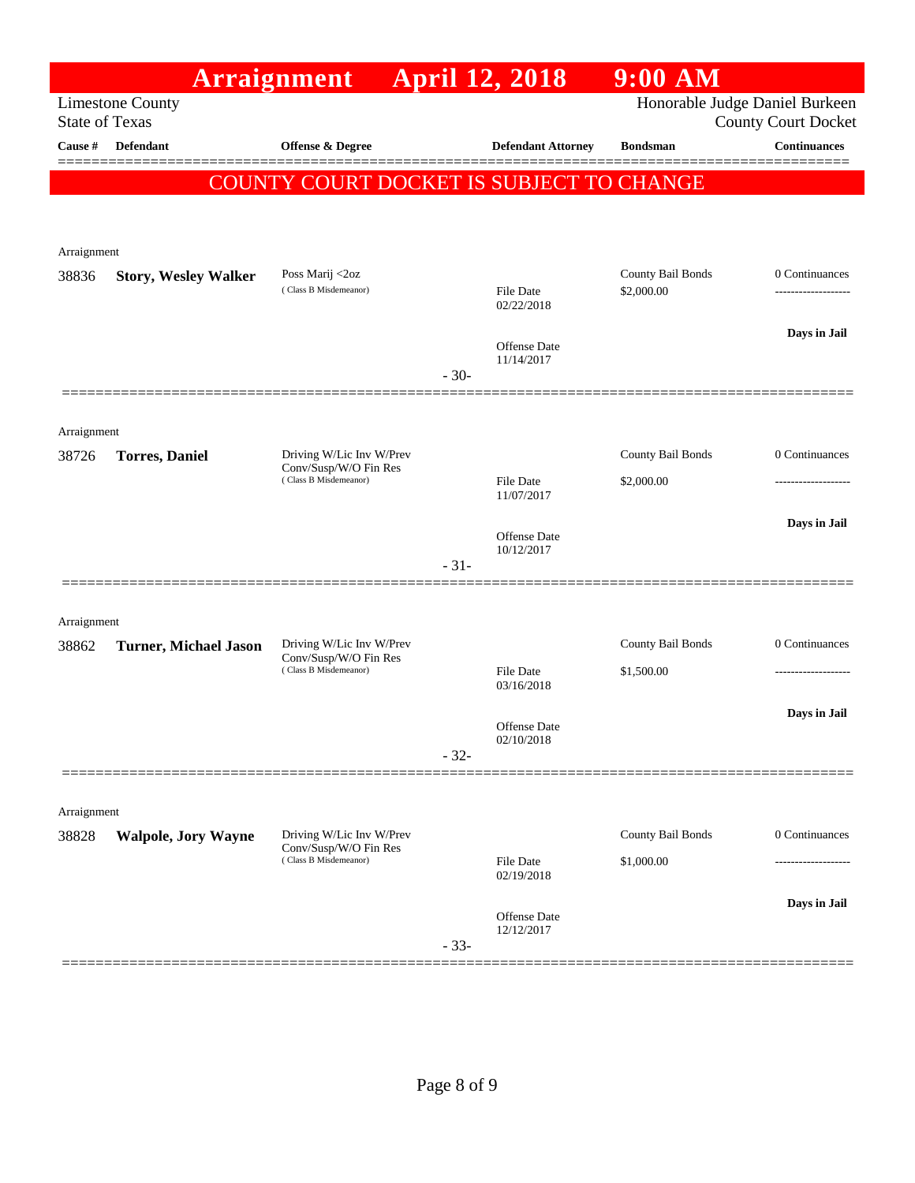# Arraignment April 12, 2018 9:00 AM

Limestone County
State of Texas

Honorable Judge Daniel Burkeen
County Court Docket

**COUNTY COURT DOCKET IS SUBJECT TO CHANGE**

| Cause # | Defendant | Offense & Degree | Defendant Attorney | Bondsman | Continuances |
|---|---|---|---|---|---|
| Arraignment | | | | | |
| 38836 | **Story, Wesley Walker** | Poss Marij <2oz (Class B Misdemeanor) | File Date 02/22/2018 Offense Date 11/14/2017 | County Bail Bonds $2,000.00 | 0 Continuances ------------------- **Days in Jail** |
| | | | - 30- | | |
| Arraignment | | | | | |
| 38726 | **Torres, Daniel** | Driving W/Lic Inv W/Prev Conv/Susp/W/O Fin Res (Class B Misdemeanor) | File Date 11/07/2017 Offense Date 10/12/2017 | County Bail Bonds $2,000.00 | 0 Continuances ------------------- **Days in Jail** |
| | | | - 31- | | |
| Arraignment | | | | | |
| 38862 | **Turner, Michael Jason** | Driving W/Lic Inv W/Prev Conv/Susp/W/O Fin Res (Class B Misdemeanor) | File Date 03/16/2018 Offense Date 02/10/2018 | County Bail Bonds $1,500.00 | 0 Continuances ------------------- **Days in Jail** |
| | | | - 32- | | |
| Arraignment | | | | | |
| 38828 | **Walpole, Jory Wayne** | Driving W/Lic Inv W/Prev Conv/Susp/W/O Fin Res (Class B Misdemeanor) | File Date 02/19/2018 Offense Date 12/12/2017 | County Bail Bonds $1,000.00 | 0 Continuances ------------------- **Days in Jail** |
| | | | - 33- | | |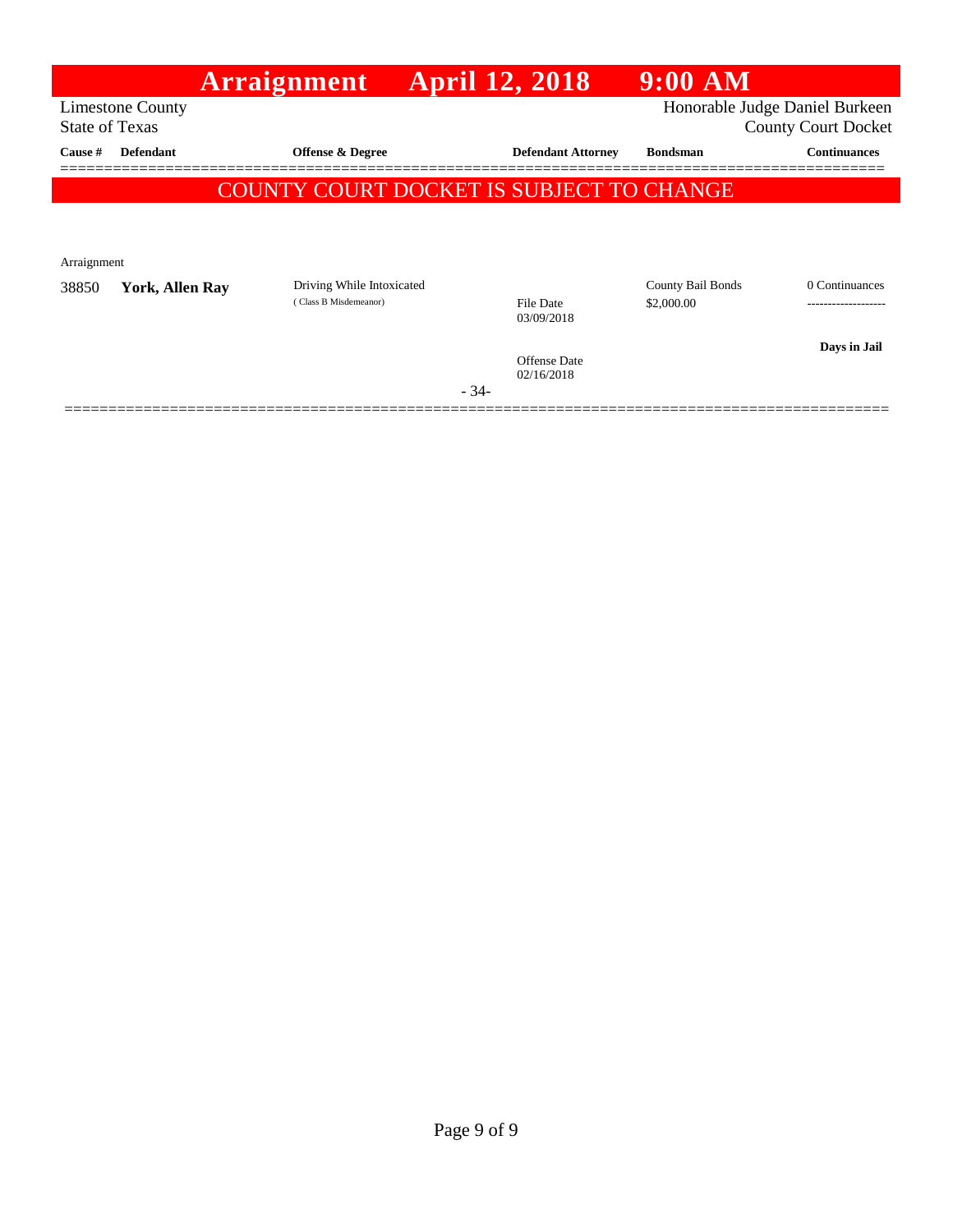# Arraignment April 12, 2018 9:00 AM

Limestone County
State of Texas

Honorable Judge Daniel Burkeen
County Court Docket

| Cause # | Defendant | Offense & Degree | Defendant Attorney | Bondsman | Continuances |
|---|---|---|---|---|---|

COUNTY COURT DOCKET IS SUBJECT TO CHANGE

Arraignment

| Cause # | Defendant | Offense & Degree | Defendant Attorney | Bondsman | Continuances |
|---|---|---|---|---|---|
| 38850 | **York, Allen Ray** | Driving While Intoxicated<br>( Class B Misdemeanor) | File Date<br>03/09/2018<br><br>Offense Date<br>02/16/2018 | County Bail Bonds<br>$2,000.00 | 0 Continuances<br>-------------------<br><br>**Days in Jail** |

- 34-